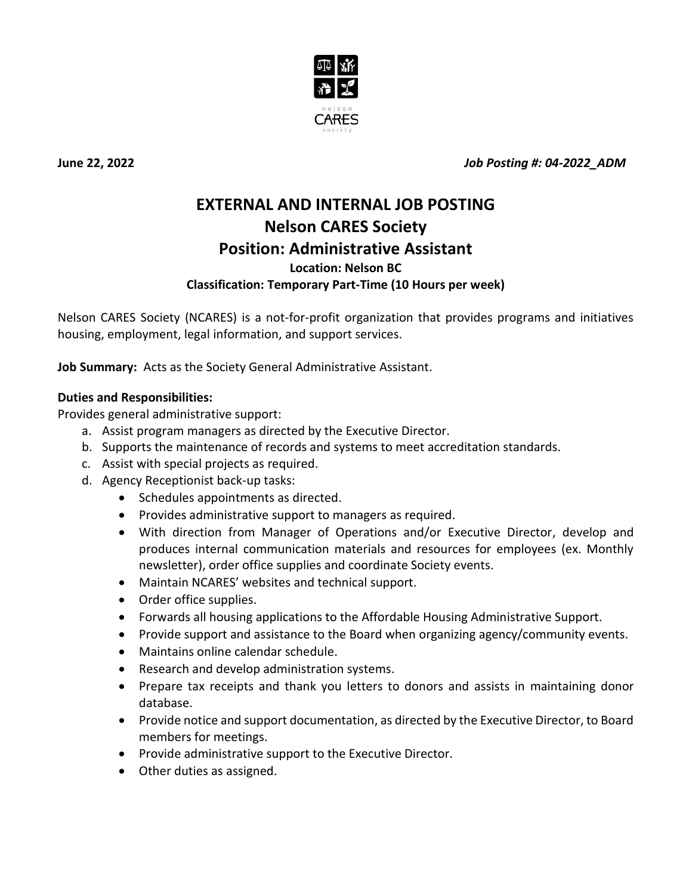nelson CARES society

**June 22, 2022** *Job Posting #: 04-2022_ADM*

# EXTERNAL AND INTERNAL JOB POSTING
# Nelson CARES Society
# Position: Administrative Assistant

### Location: Nelson BC
### Classification: Temporary Part-Time (10 Hours per week)

Nelson CARES Society (NCARES) is a not-for-profit organization that provides programs and initiatives housing, employment, legal information, and support services.

**Job Summary:** Acts as the Society General Administrative Assistant.

**Duties and Responsibilities:**

Provides general administrative support:

a. Assist program managers as directed by the Executive Director.
b. Supports the maintenance of records and systems to meet accreditation standards.
c. Assist with special projects as required.
d. Agency Receptionist back-up tasks:
   - Schedules appointments as directed.
   - Provides administrative support to managers as required.
   - With direction from Manager of Operations and/or Executive Director, develop and produces internal communication materials and resources for employees (ex. Monthly newsletter), order office supplies and coordinate Society events.
   - Maintain NCARES' websites and technical support.
   - Order office supplies.
   - Forwards all housing applications to the Affordable Housing Administrative Support.
   - Provide support and assistance to the Board when organizing agency/community events.
   - Maintains online calendar schedule.
   - Research and develop administration systems.
   - Prepare tax receipts and thank you letters to donors and assists in maintaining donor database.
   - Provide notice and support documentation, as directed by the Executive Director, to Board members for meetings.
   - Provide administrative support to the Executive Director.
   - Other duties as assigned.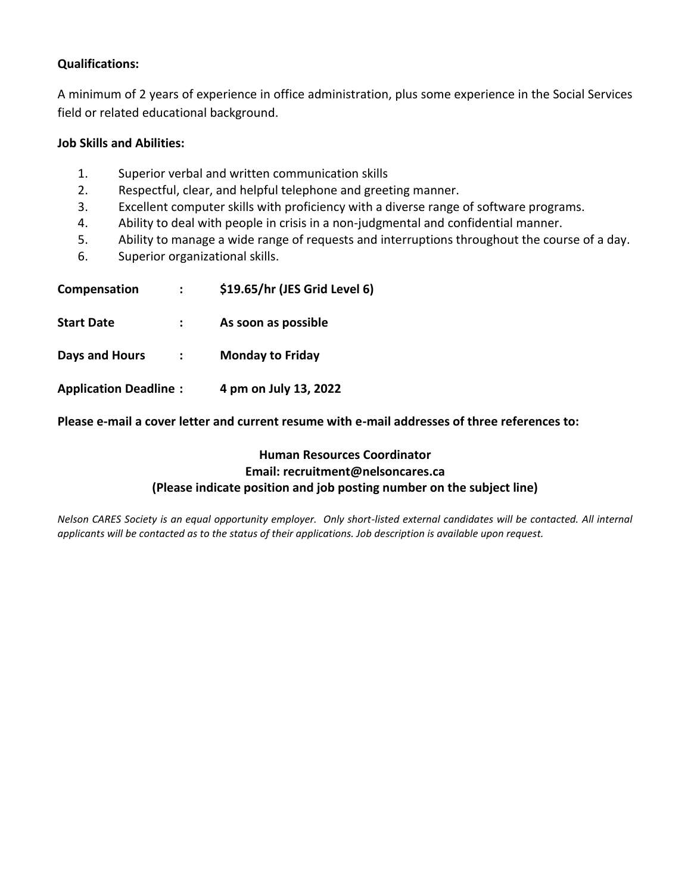**Qualifications:**

A minimum of 2 years of experience in office administration, plus some experience in the Social Services field or related educational background.

**Job Skills and Abilities:**

1. Superior verbal and written communication skills
2. Respectful, clear, and helpful telephone and greeting manner.
3. Excellent computer skills with proficiency with a diverse range of software programs.
4. Ability to deal with people in crisis in a non-judgmental and confidential manner.
5. Ability to manage a wide range of requests and interruptions throughout the course of a day.
6. Superior organizational skills.

**Compensation : $19.65/hr (JES Grid Level 6)**

**Start Date : As soon as possible**

**Days and Hours : Monday to Friday**

**Application Deadline : 4 pm on July 13, 2022**

**Please e-mail a cover letter and current resume with e-mail addresses of three references to:**

**Human Resources Coordinator**
**Email: recruitment@nelsoncares.ca**
**(Please indicate position and job posting number on the subject line)**

*Nelson CARES Society is an equal opportunity employer. Only short-listed external candidates will be contacted. All internal applicants will be contacted as to the status of their applications. Job description is available upon request.*